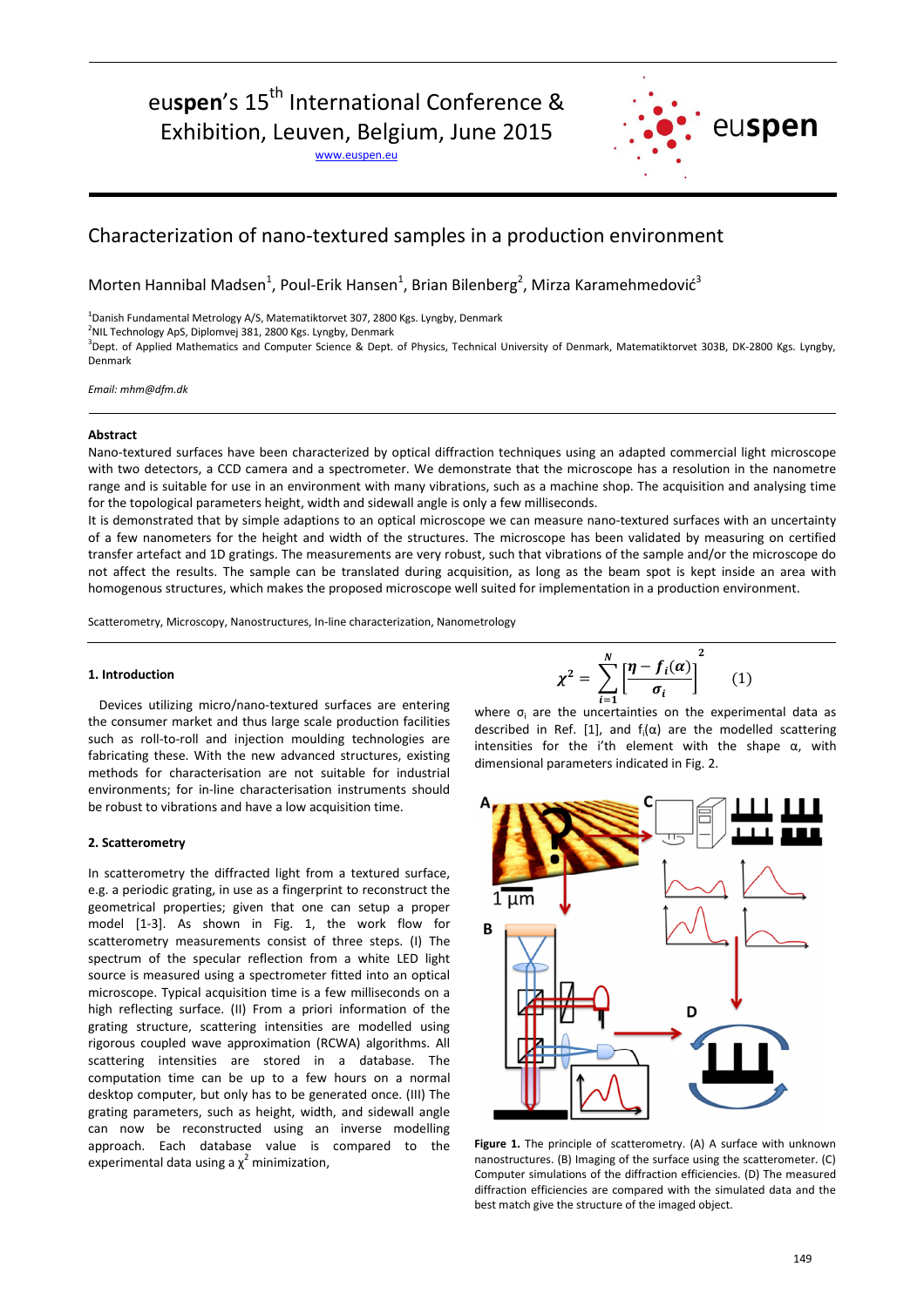euspen's 15th International Conference & Exhibition, Leuven, Belgium, June 2015

www.euspen.eu

# Characterization of nano-textured samples in a production environment

Morten Hannibal Madsen[1], Poul-Erik Hansen[1], Brian Bilenberg[2], Mirza Karamehmedović[3]

[1]Danish Fundamental Metrology A/S, Matematiktorvet 307, 2800 Kgs. Lyngby, Denmark
[2]NIL Technology ApS, Diplomvej 381, 2800 Kgs. Lyngby, Denmark
[3]Dept. of Applied Mathematics and Computer Science & Dept. of Physics, Technical University of Denmark, Matematiktorvet 303B, DK-2800 Kgs. Lyngby, Denmark

*Email: mhm@dfm.dk*

## Abstract

Nano-textured surfaces have been characterized by optical diffraction techniques using an adapted commercial light microscope with two detectors, a CCD camera and a spectrometer. We demonstrate that the microscope has a resolution in the nanometre range and is suitable for use in an environment with many vibrations, such as a machine shop. The acquisition and analysing time for the topological parameters height, width and sidewall angle is only a few milliseconds.

It is demonstrated that by simple adaptions to an optical microscope we can measure nano-textured surfaces with an uncertainty of a few nanometers for the height and width of the structures. The microscope has been validated by measuring on certified transfer artefact and 1D gratings. The measurements are very robust, such that vibrations of the sample and/or the microscope do not affect the results. The sample can be translated during acquisition, as long as the beam spot is kept inside an area with homogenous structures, which makes the proposed microscope well suited for implementation in a production environment.

Scatterometry, Microscopy, Nanostructures, In-line characterization, Nanometrology

## 1. Introduction

Devices utilizing micro/nano-textured surfaces are entering the consumer market and thus large scale production facilities such as roll-to-roll and injection moulding technologies are fabricating these. With the new advanced structures, existing methods for characterisation are not suitable for industrial environments; for in-line characterisation instruments should be robust to vibrations and have a low acquisition time.

## 2. Scatterometry

In scatterometry the diffracted light from a textured surface, e.g. a periodic grating, in use as a fingerprint to reconstruct the geometrical properties; given that one can setup a proper model [1-3]. As shown in Fig. 1, the work flow for scatterometry measurements consist of three steps. (I) The spectrum of the specular reflection from a white LED light source is measured using a spectrometer fitted into an optical microscope. Typical acquisition time is a few milliseconds on a high reflecting surface. (II) From a priori information of the grating structure, scattering intensities are modelled using rigorous coupled wave approximation (RCWA) algorithms. All scattering intensities are stored in a database. The computation time can be up to a few hours on a normal desktop computer, but only has to be generated once. (III) The grating parameters, such as height, width, and sidewall angle can now be reconstructed using an inverse modelling approach. Each database value is compared to the experimental data using a $\chi^2$ minimization,

$$\chi^2 = \sum_{i=1}^{N} \left[ \frac{\eta - f_i(\alpha)}{\sigma_i} \right]^2 \qquad (1)$$

where $\sigma_i$ are the uncertainties on the experimental data as described in Ref. [1], and $f_i(\alpha)$ are the modelled scattering intensities for the i'th element with the shape $\alpha$, with dimensional parameters indicated in Fig. 2.

**Figure 1.** The principle of scatterometry. (A) A surface with unknown nanostructures. (B) Imaging of the surface using the scatterometer. (C) Computer simulations of the diffraction efficiencies. (D) The measured diffraction efficiencies are compared with the simulated data and the best match give the structure of the imaged object.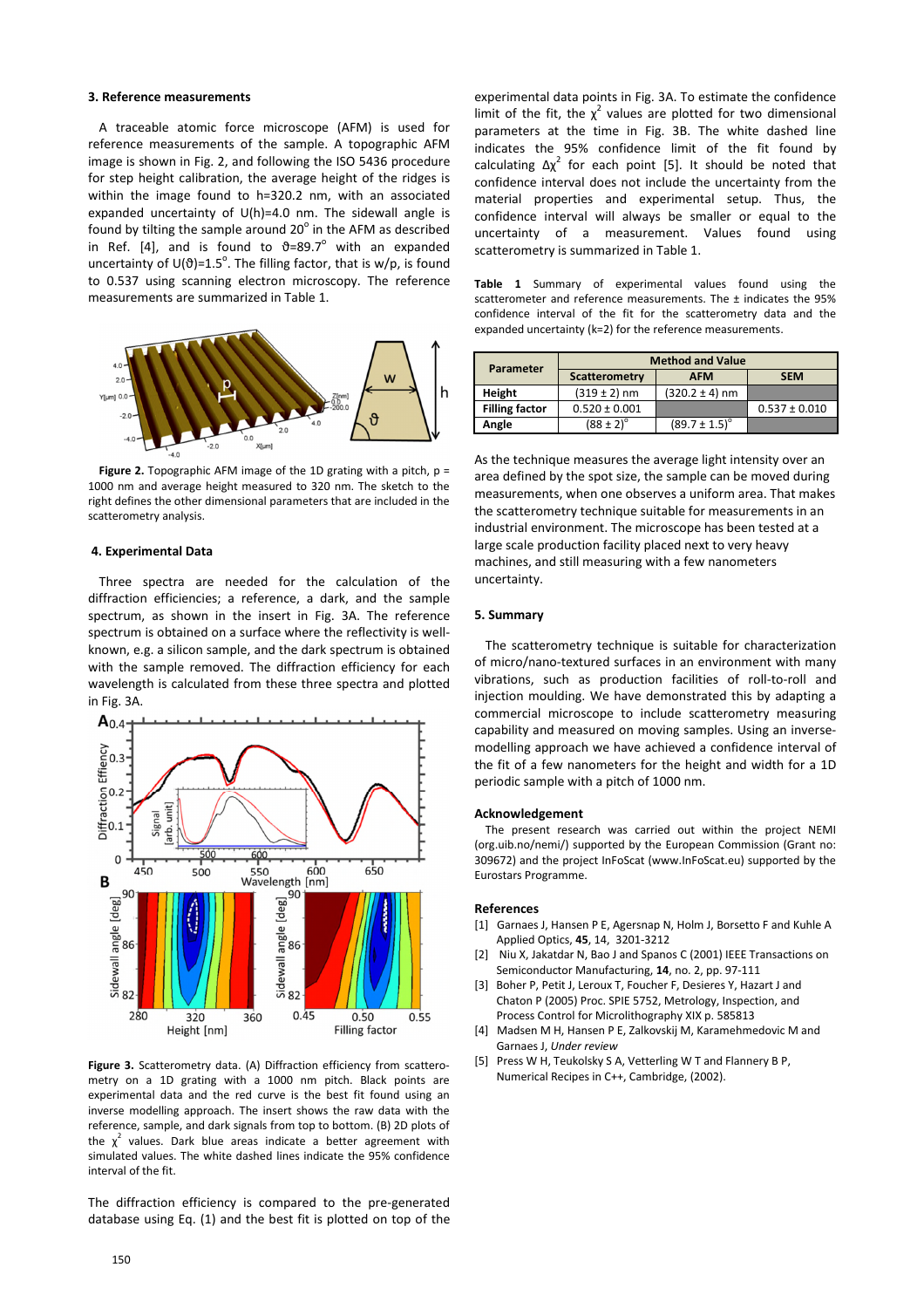### 3. Reference measurements

A traceable atomic force microscope (AFM) is used for reference measurements of the sample. A topographic AFM image is shown in Fig. 2, and following the ISO 5436 procedure for step height calibration, the average height of the ridges is within the image found to h=320.2 nm, with an associated expanded uncertainty of U(h)=4.0 nm. The sidewall angle is found by tilting the sample around 20° in the AFM as described in Ref. [4], and is found to ϑ=89.7° with an expanded uncertainty of U(ϑ)=1.5°. The filling factor, that is w/p, is found to 0.537 using scanning electron microscopy. The reference measurements are summarized in Table 1.

4.0
2.0
Y[µm] 0.0
-2.0
-4.0
p
Z[nm]
0.0
-200.0
4.0
2.0
0.0
-2.0
-4.0
X[µm]
w
h
ϑ

**Figure 2.** Topographic AFM image of the 1D grating with a pitch, p = 1000 nm and average height measured to 320 nm. The sketch to the right defines the other dimensional parameters that are included in the scatterometry analysis.

### 4. Experimental Data

Three spectra are needed for the calculation of the diffraction efficiencies; a reference, a dark, and the sample spectrum, as shown in the insert in Fig. 3A. The reference spectrum is obtained on a surface where the reflectivity is well-known, e.g. a silicon sample, and the dark spectrum is obtained with the sample removed. The diffraction efficiency for each wavelength is calculated from these three spectra and plotted in Fig. 3A.

A
Diffraction Effiency
0.4
0.3
0.2
0.1
0
Signal [arb. unit]
500
600
450
500
550
600
650
Wavelength [nm]
B
Sidewall angle [deg]
90
86
82
280
320
360
Height [nm]
Sidewall angle [deg]
90
86
82
0.45
0.50
0.55
Filling factor

**Figure 3.** Scatterometry data. (A) Diffraction efficiency from scatterometry on a 1D grating with a 1000 nm pitch. Black points are experimental data and the red curve is the best fit found using an inverse modelling approach. The insert shows the raw data with the reference, sample, and dark signals from top to bottom. (B) 2D plots of the $\chi^2$ values. Dark blue areas indicate a better agreement with simulated values. The white dashed lines indicate the 95% confidence interval of the fit.

The diffraction efficiency is compared to the pre-generated database using Eq. (1) and the best fit is plotted on top of the experimental data points in Fig. 3A. To estimate the confidence limit of the fit, the $\chi^2$ values are plotted for two dimensional parameters at the time in Fig. 3B. The white dashed line indicates the 95% confidence limit of the fit found by calculating $\Delta\chi^2$ for each point [5]. It should be noted that confidence interval does not include the uncertainty from the material properties and experimental setup. Thus, the confidence interval will always be smaller or equal to the uncertainty of a measurement. Values found using scatterometry is summarized in Table 1.

**Table 1** Summary of experimental values found using the scatterometer and reference measurements. The ± indicates the 95% confidence interval of the fit for the scatterometry data and the expanded uncertainty (k=2) for the reference measurements.

| Parameter | Method and Value | | |
|---|---|---|---|
| | Scatterometry | AFM | SEM |
| Height | (319 ± 2) nm | (320.2 ± 4) nm | |
| Filling factor | 0.520 ± 0.001 | | 0.537 ± 0.010 |
| Angle | (88 ± 2)° | (89.7 ± 1.5)° | |

As the technique measures the average light intensity over an area defined by the spot size, the sample can be moved during measurements, when one observes a uniform area. That makes the scatterometry technique suitable for measurements in an industrial environment. The microscope has been tested at a large scale production facility placed next to very heavy machines, and still measuring with a few nanometers uncertainty.

### 5. Summary

The scatterometry technique is suitable for characterization of micro/nano-textured surfaces in an environment with many vibrations, such as production facilities of roll-to-roll and injection moulding. We have demonstrated this by adapting a commercial microscope to include scatterometry measuring capability and measured on moving samples. Using an inverse-modelling approach we have achieved a confidence interval of the fit of a few nanometers for the height and width for a 1D periodic sample with a pitch of 1000 nm.

### Acknowledgement

The present research was carried out within the project NEMI (org.uib.no/nemi/) supported by the European Commission (Grant no: 309672) and the project InFoScat (www.InFoScat.eu) supported by the Eurostars Programme.

### References

[1] Garnaes J, Hansen P E, Agersnap N, Holm J, Borsetto F and Kuhle A Applied Optics, **45**, 14, 3201-3212

[2] Niu X, Jakatdar N, Bao J and Spanos C (2001) IEEE Transactions on Semiconductor Manufacturing, **14**, no. 2, pp. 97-111

[3] Boher P, Petit J, Leroux T, Foucher F, Desieres Y, Hazart J and Chaton P (2005) Proc. SPIE 5752, Metrology, Inspection, and Process Control for Microlithography XIX p. 585813

[4] Madsen M H, Hansen P E, Zalkovskij M, Karamehmedovic M and Garnaes J, *Under review*

[5] Press W H, Teukolsky S A, Vetterling W T and Flannery B P, Numerical Recipes in C++, Cambridge, (2002).